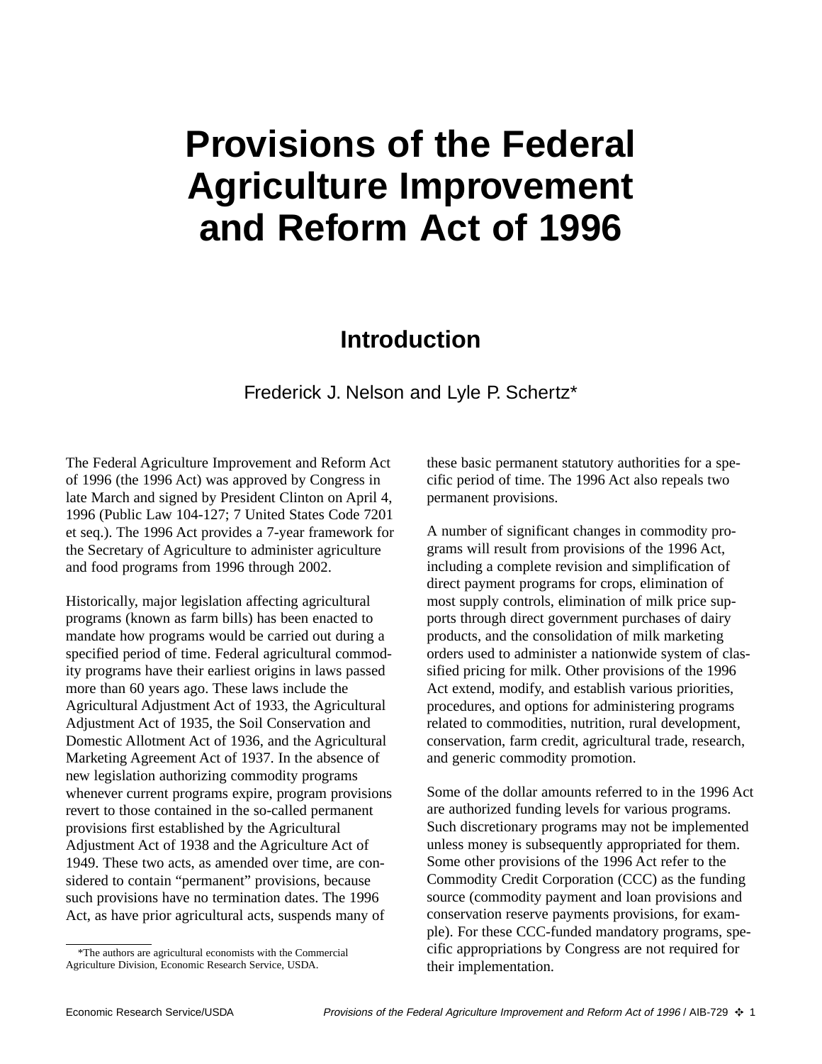# Provisions of the Federal Agriculture Improvement and Reform Act of 1996

## Introduction

Frederick J. Nelson and Lyle P. Schertz*

The Federal Agriculture Improvement and Reform Act of 1996 (the 1996 Act) was approved by Congress in late March and signed by President Clinton on April 4, 1996 (Public Law 104-127; 7 United States Code 7201 et seq.). The 1996 Act provides a 7-year framework for the Secretary of Agriculture to administer agriculture and food programs from 1996 through 2002.

Historically, major legislation affecting agricultural programs (known as farm bills) has been enacted to mandate how programs would be carried out during a specified period of time. Federal agricultural commodity programs have their earliest origins in laws passed more than 60 years ago. These laws include the Agricultural Adjustment Act of 1933, the Agricultural Adjustment Act of 1935, the Soil Conservation and Domestic Allotment Act of 1936, and the Agricultural Marketing Agreement Act of 1937. In the absence of new legislation authorizing commodity programs whenever current programs expire, program provisions revert to those contained in the so-called permanent provisions first established by the Agricultural Adjustment Act of 1938 and the Agriculture Act of 1949. These two acts, as amended over time, are considered to contain "permanent" provisions, because such provisions have no termination dates. The 1996 Act, as have prior agricultural acts, suspends many of these basic permanent statutory authorities for a specific period of time. The 1996 Act also repeals two permanent provisions.

A number of significant changes in commodity programs will result from provisions of the 1996 Act, including a complete revision and simplification of direct payment programs for crops, elimination of most supply controls, elimination of milk price supports through direct government purchases of dairy products, and the consolidation of milk marketing orders used to administer a nationwide system of classified pricing for milk. Other provisions of the 1996 Act extend, modify, and establish various priorities, procedures, and options for administering programs related to commodities, nutrition, rural development, conservation, farm credit, agricultural trade, research, and generic commodity promotion.

Some of the dollar amounts referred to in the 1996 Act are authorized funding levels for various programs. Such discretionary programs may not be implemented unless money is subsequently appropriated for them. Some other provisions of the 1996 Act refer to the Commodity Credit Corporation (CCC) as the funding source (commodity payment and loan provisions and conservation reserve payments provisions, for example). For these CCC-funded mandatory programs, specific appropriations by Congress are not required for their implementation.

*The authors are agricultural economists with the Commercial Agriculture Division, Economic Research Service, USDA.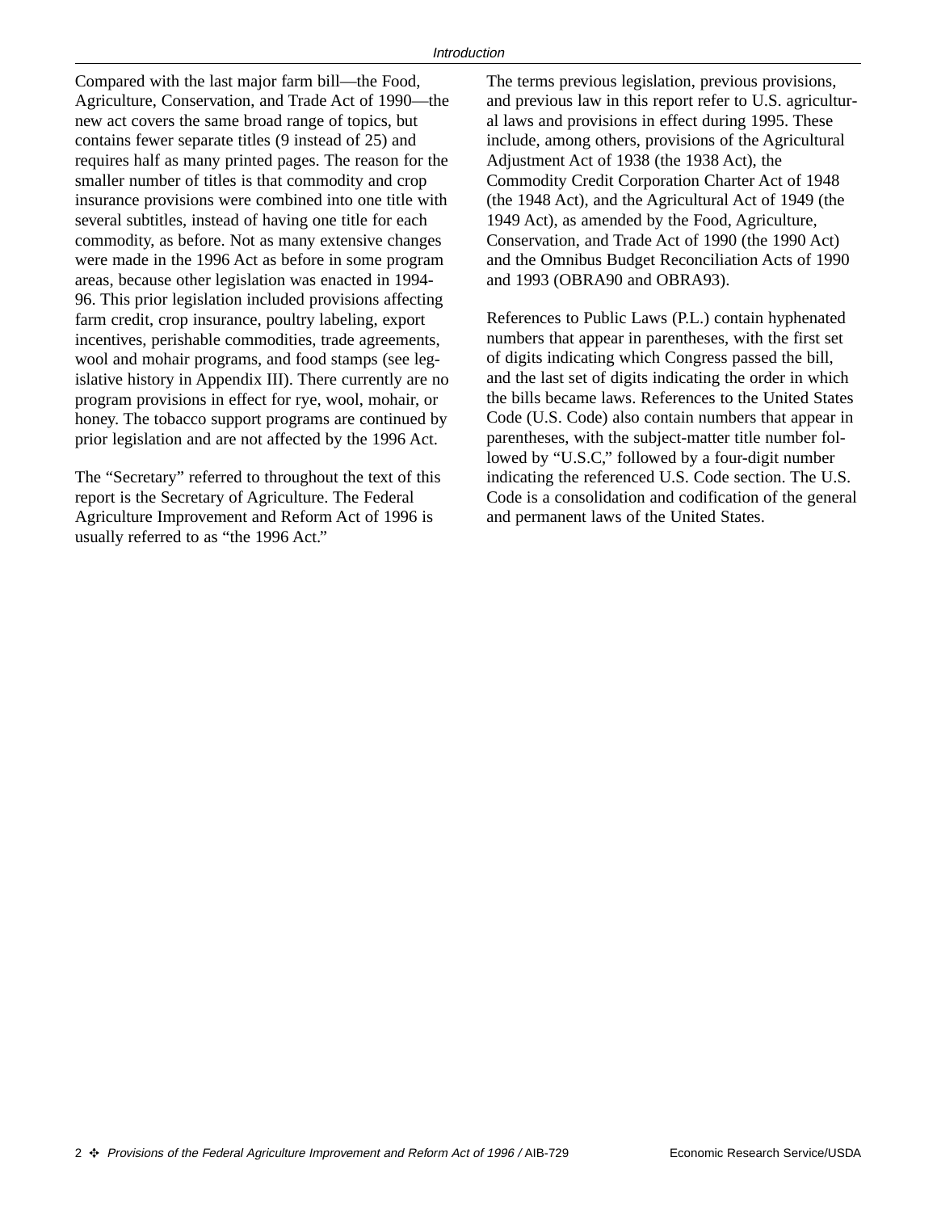Compared with the last major farm bill—the Food, Agriculture, Conservation, and Trade Act of 1990—the new act covers the same broad range of topics, but contains fewer separate titles (9 instead of 25) and requires half as many printed pages. The reason for the smaller number of titles is that commodity and crop insurance provisions were combined into one title with several subtitles, instead of having one title for each commodity, as before. Not as many extensive changes were made in the 1996 Act as before in some program areas, because other legislation was enacted in 1994-96. This prior legislation included provisions affecting farm credit, crop insurance, poultry labeling, export incentives, perishable commodities, trade agreements, wool and mohair programs, and food stamps (see legislative history in Appendix III). There currently are no program provisions in effect for rye, wool, mohair, or honey. The tobacco support programs are continued by prior legislation and are not affected by the 1996 Act.

The "Secretary" referred to throughout the text of this report is the Secretary of Agriculture. The Federal Agriculture Improvement and Reform Act of 1996 is usually referred to as "the 1996 Act."

The terms previous legislation, previous provisions, and previous law in this report refer to U.S. agricultural laws and provisions in effect during 1995. These include, among others, provisions of the Agricultural Adjustment Act of 1938 (the 1938 Act), the Commodity Credit Corporation Charter Act of 1948 (the 1948 Act), and the Agricultural Act of 1949 (the 1949 Act), as amended by the Food, Agriculture, Conservation, and Trade Act of 1990 (the 1990 Act) and the Omnibus Budget Reconciliation Acts of 1990 and 1993 (OBRA90 and OBRA93).

References to Public Laws (P.L.) contain hyphenated numbers that appear in parentheses, with the first set of digits indicating which Congress passed the bill, and the last set of digits indicating the order in which the bills became laws. References to the United States Code (U.S. Code) also contain numbers that appear in parentheses, with the subject-matter title number followed by "U.S.C," followed by a four-digit number indicating the referenced U.S. Code section. The U.S. Code is a consolidation and codification of the general and permanent laws of the United States.